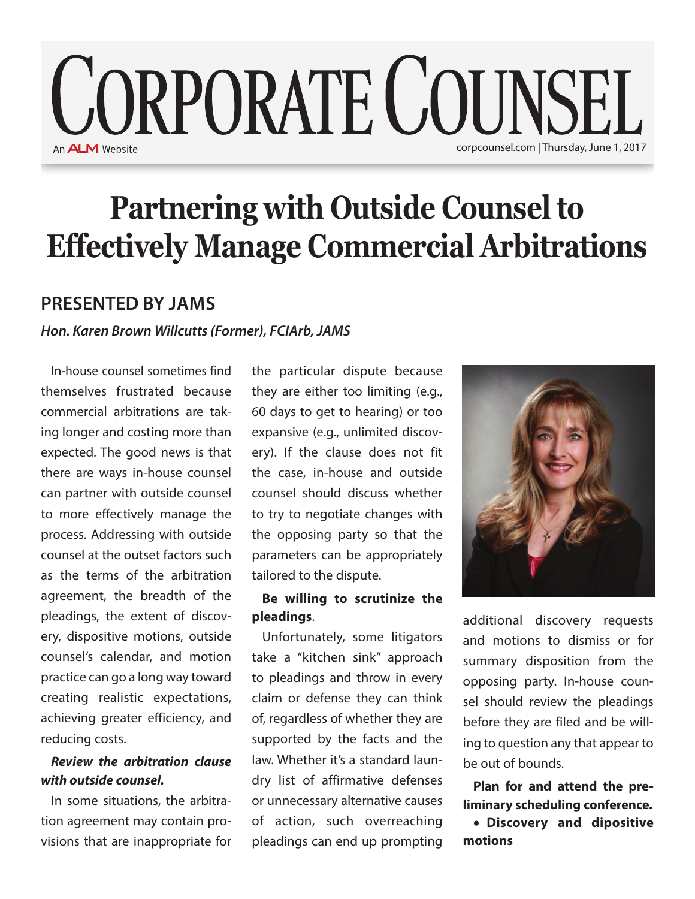# Partnering with Outside Counsel to Effectively Manage Commercial Arbitrations

## PRESENTED BY JAMS

***Hon. Karen Brown Willcutts (Former), FCIArb, JAMS***

In-house counsel sometimes find themselves frustrated because commercial arbitrations are taking longer and costing more than expected. The good news is that there are ways in-house counsel can partner with outside counsel to more effectively manage the process. Addressing with outside counsel at the outset factors such as the terms of the arbitration agreement, the breadth of the pleadings, the extent of discovery, dispositive motions, outside counsel's calendar, and motion practice can go a long way toward creating realistic expectations, achieving greater efficiency, and reducing costs.

***Review the arbitration clause with outside counsel.***

In some situations, the arbitration agreement may contain provisions that are inappropriate for the particular dispute because they are either too limiting (e.g., 60 days to get to hearing) or too expansive (e.g., unlimited discovery). If the clause does not fit the case, in-house and outside counsel should discuss whether to try to negotiate changes with the opposing party so that the parameters can be appropriately tailored to the dispute.

**Be willing to scrutinize the pleadings**.

Unfortunately, some litigators take a "kitchen sink" approach to pleadings and throw in every claim or defense they can think of, regardless of whether they are supported by the facts and the law. Whether it's a standard laundry list of affirmative defenses or unnecessary alternative causes of action, such overreaching pleadings can end up prompting additional discovery requests and motions to dismiss or for summary disposition from the opposing party. In-house counsel should review the pleadings before they are filed and be willing to question any that appear to be out of bounds.

**Plan for and attend the preliminary scheduling conference.**

- **Discovery and dipositive motions**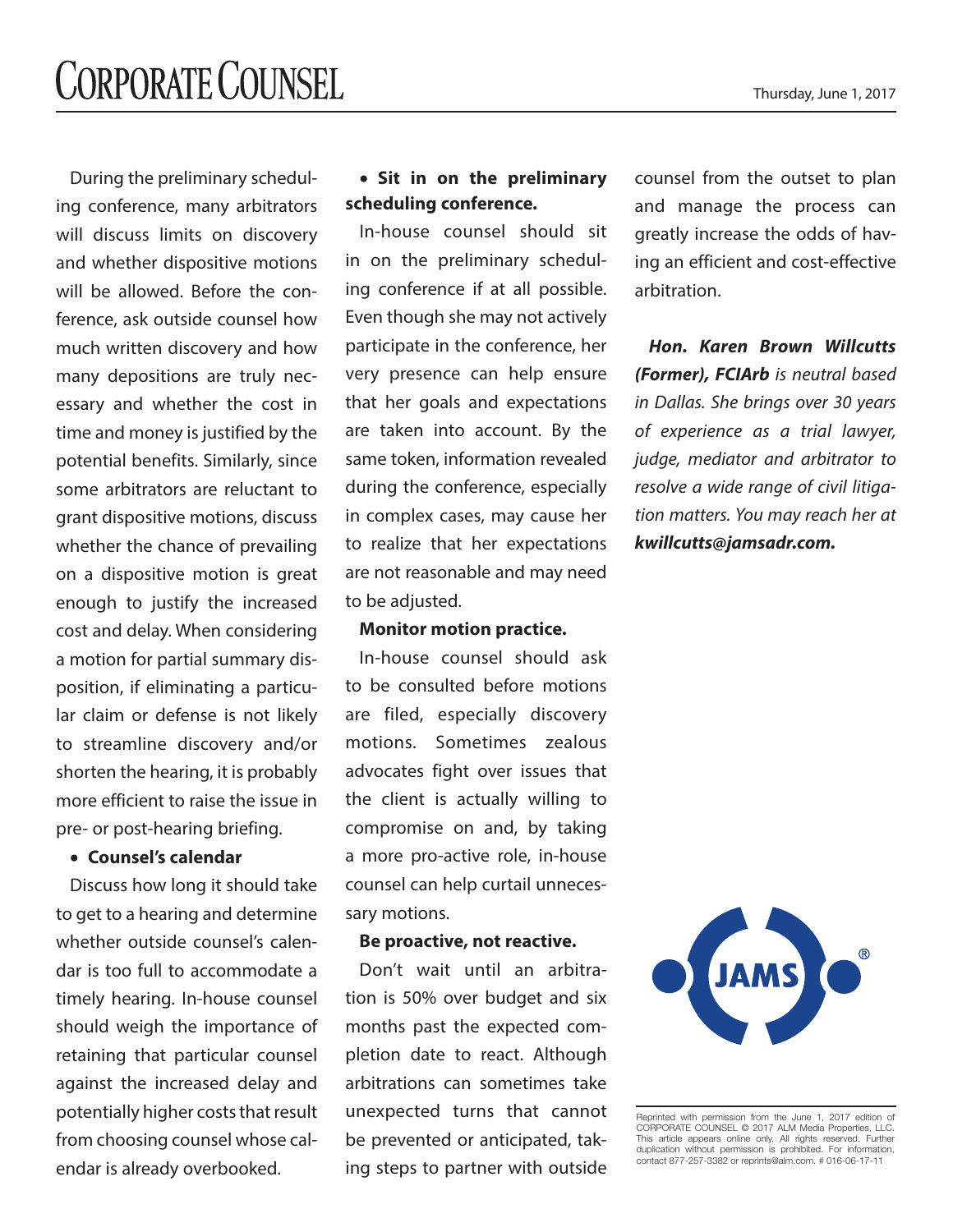During the preliminary scheduling conference, many arbitrators will discuss limits on discovery and whether dispositive motions will be allowed. Before the conference, ask outside counsel how much written discovery and how many depositions are truly necessary and whether the cost in time and money is justified by the potential benefits. Similarly, since some arbitrators are reluctant to grant dispositive motions, discuss whether the chance of prevailing on a dispositive motion is great enough to justify the increased cost and delay. When considering a motion for partial summary disposition, if eliminating a particular claim or defense is not likely to streamline discovery and/or shorten the hearing, it is probably more efficient to raise the issue in pre- or post-hearing briefing.

- **Counsel's calendar**

Discuss how long it should take to get to a hearing and determine whether outside counsel's calendar is too full to accommodate a timely hearing. In-house counsel should weigh the importance of retaining that particular counsel against the increased delay and potentially higher costs that result from choosing counsel whose calendar is already overbooked.

- **Sit in on the preliminary scheduling conference.**

In-house counsel should sit in on the preliminary scheduling conference if at all possible. Even though she may not actively participate in the conference, her very presence can help ensure that her goals and expectations are taken into account. By the same token, information revealed during the conference, especially in complex cases, may cause her to realize that her expectations are not reasonable and may need to be adjusted.

**Monitor motion practice.**

In-house counsel should ask to be consulted before motions are filed, especially discovery motions. Sometimes zealous advocates fight over issues that the client is actually willing to compromise on and, by taking a more pro-active role, in-house counsel can help curtail unnecessary motions.

**Be proactive, not reactive.**

Don't wait until an arbitration is 50% over budget and six months past the expected completion date to react. Although arbitrations can sometimes take unexpected turns that cannot be prevented or anticipated, taking steps to partner with outside counsel from the outset to plan and manage the process can greatly increase the odds of having an efficient and cost-effective arbitration.

***Hon. Karen Brown Willcutts (Former), FCIArb*** *is neutral based in Dallas. She brings over 30 years of experience as a trial lawyer, judge, mediator and arbitrator to resolve a wide range of civil litigation matters. You may reach her at* ***kwillcutts@jamsadr.com.***

JAMS®

Reprinted with permission from the June 1, 2017 edition of CORPORATE COUNSEL © 2017 ALM Media Properties, LLC. This article appears online only. All rights reserved. Further duplication without permission is prohibited. For information, contact 877-257-3382 or reprints@alm.com. # 016-06-17-11